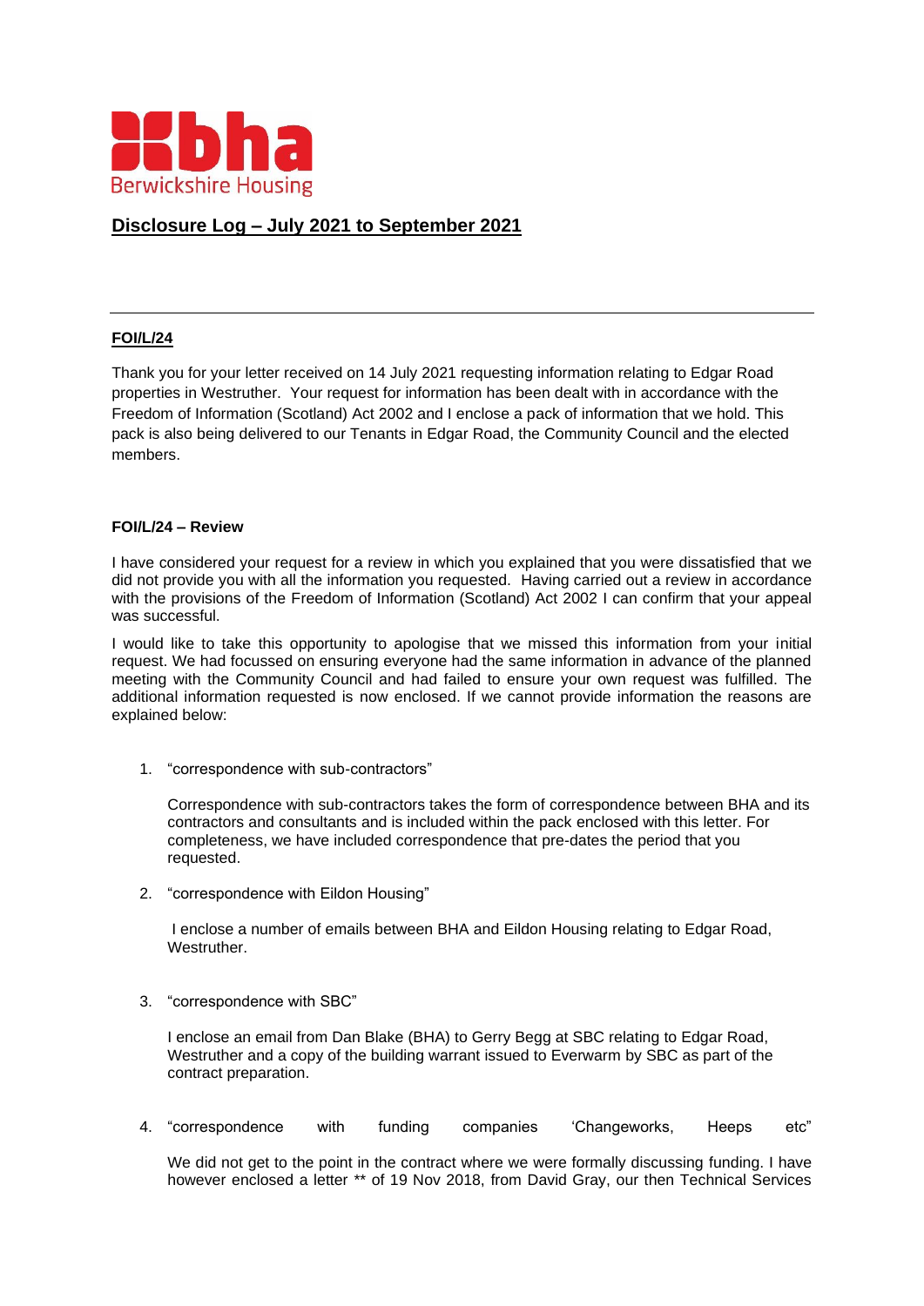# Disclosure Log – July 2021 to September 2021

---

## FOI/L/24

Thank you for your letter received on 14 July 2021 requesting information relating to Edgar Road properties in Westruther. Your request for information has been dealt with in accordance with the Freedom of Information (Scotland) Act 2002 and I enclose a pack of information that we hold. This pack is also being delivered to our Tenants in Edgar Road, the Community Council and the elected members.

### FOI/L/24 – Review

I have considered your request for a review in which you explained that you were dissatisfied that we did not provide you with all the information you requested. Having carried out a review in accordance with the provisions of the Freedom of Information (Scotland) Act 2002 I can confirm that your appeal was successful.

I would like to take this opportunity to apologise that we missed this information from your initial request. We had focussed on ensuring everyone had the same information in advance of the planned meeting with the Community Council and had failed to ensure your own request was fulfilled. The additional information requested is now enclosed. If we cannot provide information the reasons are explained below:

1. "correspondence with sub-contractors"

   Correspondence with sub-contractors takes the form of correspondence between BHA and its contractors and consultants and is included within the pack enclosed with this letter. For completeness, we have included correspondence that pre-dates the period that you requested.

2. "correspondence with Eildon Housing"

   I enclose a number of emails between BHA and Eildon Housing relating to Edgar Road, Westruther.

3. "correspondence with SBC"

   I enclose an email from Dan Blake (BHA) to Gerry Begg at SBC relating to Edgar Road, Westruther and a copy of the building warrant issued to Everwarm by SBC as part of the contract preparation.

4. "correspondence with funding companies 'Changeworks, Heeps etc"

   We did not get to the point in the contract where we were formally discussing funding. I have however enclosed a letter ** of 19 Nov 2018, from David Gray, our then Technical Services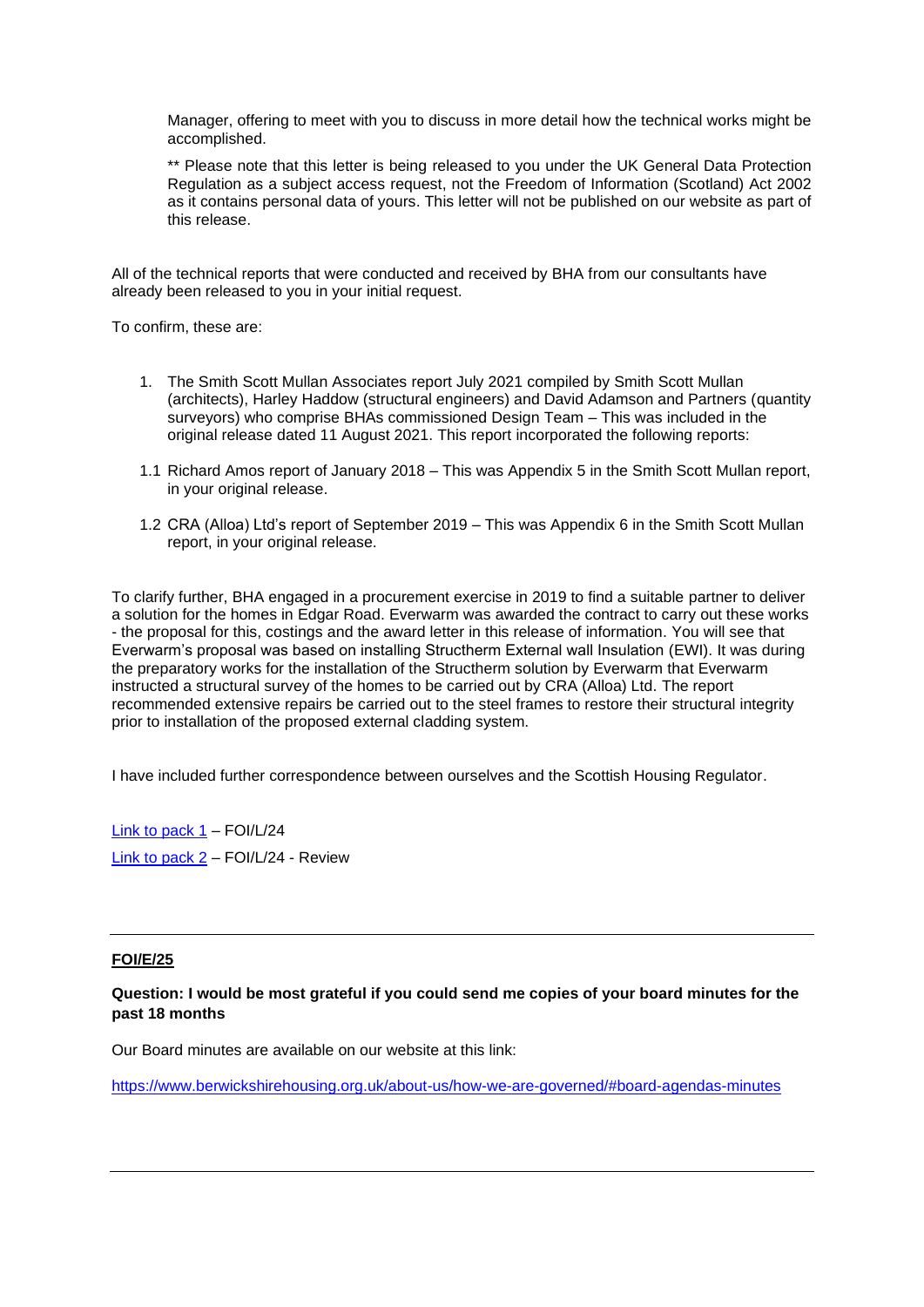Manager, offering to meet with you to discuss in more detail how the technical works might be accomplished.

** Please note that this letter is being released to you under the UK General Data Protection Regulation as a subject access request, not the Freedom of Information (Scotland) Act 2002 as it contains personal data of yours. This letter will not be published on our website as part of this release.

All of the technical reports that were conducted and received by BHA from our consultants have already been released to you in your initial request.

To confirm, these are:

1. The Smith Scott Mullan Associates report July 2021 compiled by Smith Scott Mullan (architects), Harley Haddow (structural engineers) and David Adamson and Partners (quantity surveyors) who comprise BHAs commissioned Design Team – This was included in the original release dated 11 August 2021. This report incorporated the following reports:

1.1 Richard Amos report of January 2018 – This was Appendix 5 in the Smith Scott Mullan report, in your original release.

1.2 CRA (Alloa) Ltd's report of September 2019 – This was Appendix 6 in the Smith Scott Mullan report, in your original release.

To clarify further, BHA engaged in a procurement exercise in 2019 to find a suitable partner to deliver a solution for the homes in Edgar Road. Everwarm was awarded the contract to carry out these works - the proposal for this, costings and the award letter in this release of information. You will see that Everwarm's proposal was based on installing Structherm External wall Insulation (EWI). It was during the preparatory works for the installation of the Structherm solution by Everwarm that Everwarm instructed a structural survey of the homes to be carried out by CRA (Alloa) Ltd. The report recommended extensive repairs be carried out to the steel frames to restore their structural integrity prior to installation of the proposed external cladding system.

I have included further correspondence between ourselves and the Scottish Housing Regulator.

Link to pack 1 – FOI/L/24

Link to pack 2 – FOI/L/24 - Review

---

**FOI/E/25**

**Question: I would be most grateful if you could send me copies of your board minutes for the past 18 months**

Our Board minutes are available on our website at this link:

https://www.berwickshirehousing.org.uk/about-us/how-we-are-governed/#board-agendas-minutes

---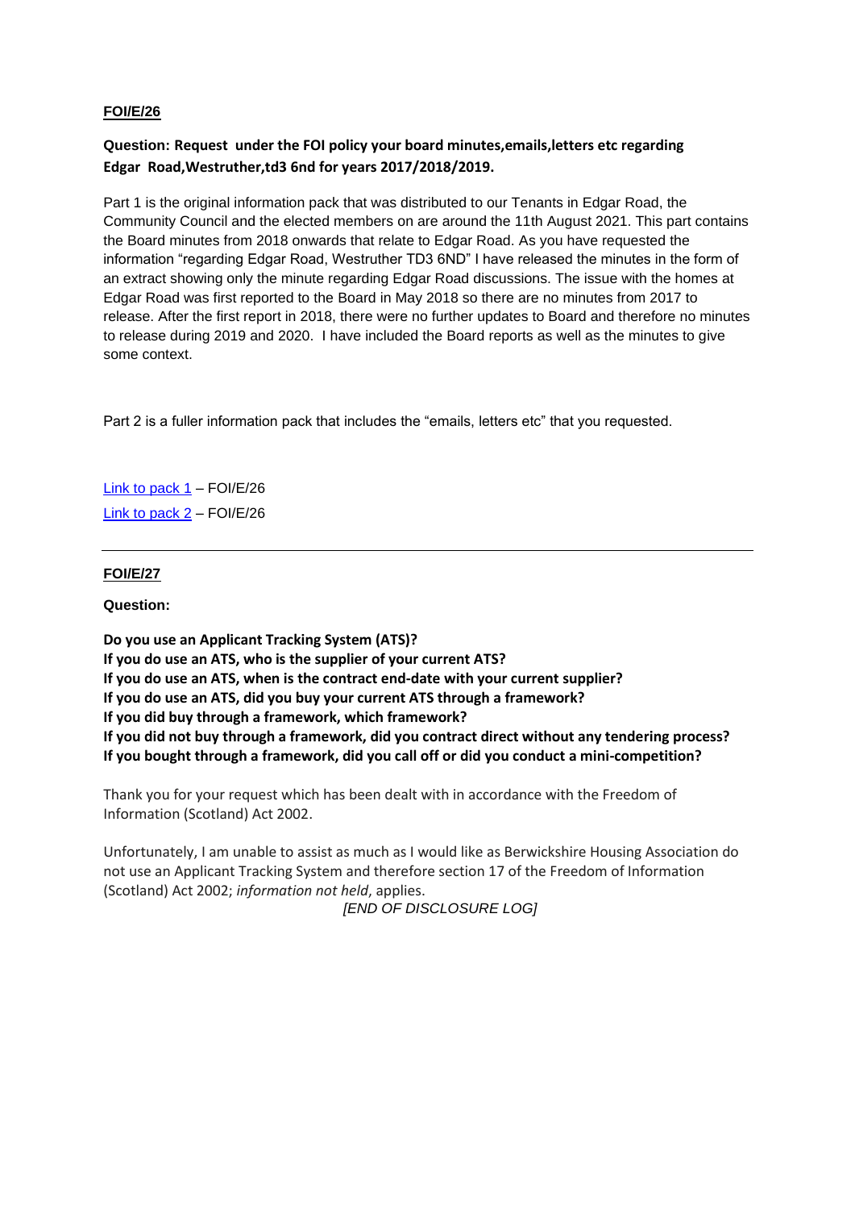**FOI/E/26**

**Question: Request under the FOI policy your board minutes,emails,letters etc regarding Edgar Road,Westruther,td3 6nd for years 2017/2018/2019.**

Part 1 is the original information pack that was distributed to our Tenants in Edgar Road, the Community Council and the elected members on are around the 11th August 2021. This part contains the Board minutes from 2018 onwards that relate to Edgar Road. As you have requested the information "regarding Edgar Road, Westruther TD3 6ND" I have released the minutes in the form of an extract showing only the minute regarding Edgar Road discussions. The issue with the homes at Edgar Road was first reported to the Board in May 2018 so there are no minutes from 2017 to release. After the first report in 2018, there were no further updates to Board and therefore no minutes to release during 2019 and 2020. I have included the Board reports as well as the minutes to give some context.

Part 2 is a fuller information pack that includes the "emails, letters etc" that you requested.

Link to pack 1 – FOI/E/26
Link to pack 2 – FOI/E/26

---

**FOI/E/27**

**Question:**

**Do you use an Applicant Tracking System (ATS)?**
**If you do use an ATS, who is the supplier of your current ATS?**
**If you do use an ATS, when is the contract end-date with your current supplier?**
**If you do use an ATS, did you buy your current ATS through a framework?**
**If you did buy through a framework, which framework?**
**If you did not buy through a framework, did you contract direct without any tendering process?**
**If you bought through a framework, did you call off or did you conduct a mini-competition?**

Thank you for your request which has been dealt with in accordance with the Freedom of Information (Scotland) Act 2002.

Unfortunately, I am unable to assist as much as I would like as Berwickshire Housing Association do not use an Applicant Tracking System and therefore section 17 of the Freedom of Information (Scotland) Act 2002; *information not held*, applies.

*[END OF DISCLOSURE LOG]*